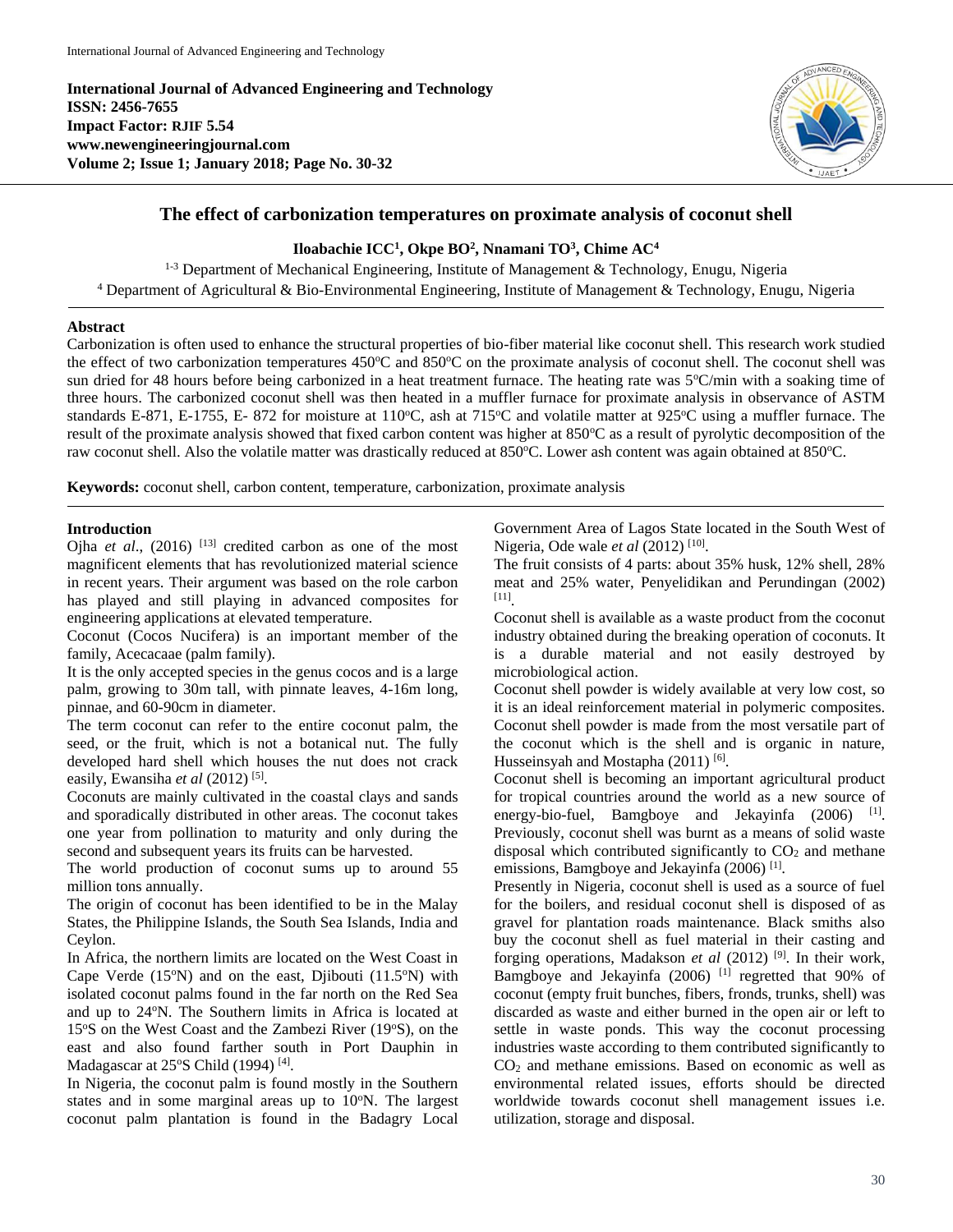**International Journal of Advanced Engineering and Technology**
**ISSN: 2456-7655**
**Impact Factor: RJIF 5.54**
**www.newengineeringjournal.com**
**Volume 2; Issue 1; January 2018; Page No. 30-32**

# The effect of carbonization temperatures on proximate analysis of coconut shell

**Iloabachie ICC[1], Okpe BO[2], Nnamani TO[3], Chime AC[4]**

[1-3] Department of Mechanical Engineering, Institute of Management & Technology, Enugu, Nigeria
[4] Department of Agricultural & Bio-Environmental Engineering, Institute of Management & Technology, Enugu, Nigeria

## Abstract

Carbonization is often used to enhance the structural properties of bio-fiber material like coconut shell. This research work studied the effect of two carbonization temperatures 450°C and 850°C on the proximate analysis of coconut shell. The coconut shell was sun dried for 48 hours before being carbonized in a heat treatment furnace. The heating rate was 5°C/min with a soaking time of three hours. The carbonized coconut shell was then heated in a muffler furnace for proximate analysis in observance of ASTM standards E-871, E-1755, E- 872 for moisture at 110°C, ash at 715°C and volatile matter at 925°C using a muffler furnace. The result of the proximate analysis showed that fixed carbon content was higher at 850°C as a result of pyrolytic decomposition of the raw coconut shell. Also the volatile matter was drastically reduced at 850°C. Lower ash content was again obtained at 850°C.

**Keywords:** coconut shell, carbon content, temperature, carbonization, proximate analysis

## Introduction

Ojha *et al*., (2016) [13] credited carbon as one of the most magnificent elements that has revolutionized material science in recent years. Their argument was based on the role carbon has played and still playing in advanced composites for engineering applications at elevated temperature.

Coconut (Cocos Nucifera) is an important member of the family, Acecacaae (palm family).

It is the only accepted species in the genus cocos and is a large palm, growing to 30m tall, with pinnate leaves, 4-16m long, pinnae, and 60-90cm in diameter.

The term coconut can refer to the entire coconut palm, the seed, or the fruit, which is not a botanical nut. The fully developed hard shell which houses the nut does not crack easily, Ewansiha *et al* (2012) [5].

Coconuts are mainly cultivated in the coastal clays and sands and sporadically distributed in other areas. The coconut takes one year from pollination to maturity and only during the second and subsequent years its fruits can be harvested.

The world production of coconut sums up to around 55 million tons annually.

The origin of coconut has been identified to be in the Malay States, the Philippine Islands, the South Sea Islands, India and Ceylon.

In Africa, the northern limits are located on the West Coast in Cape Verde (15°N) and on the east, Djibouti (11.5°N) with isolated coconut palms found in the far north on the Red Sea and up to 24°N. The Southern limits in Africa is located at 15°S on the West Coast and the Zambezi River (19°S), on the east and also found farther south in Port Dauphin in Madagascar at 25°S Child (1994) [4].

In Nigeria, the coconut palm is found mostly in the Southern states and in some marginal areas up to 10°N. The largest coconut palm plantation is found in the Badagry Local Government Area of Lagos State located in the South West of Nigeria, Ode wale *et al* (2012) [10].

The fruit consists of 4 parts: about 35% husk, 12% shell, 28% meat and 25% water, Penyelidikan and Perundingan (2002) [11].

Coconut shell is available as a waste product from the coconut industry obtained during the breaking operation of coconuts. It is a durable material and not easily destroyed by microbiological action.

Coconut shell powder is widely available at very low cost, so it is an ideal reinforcement material in polymeric composites. Coconut shell powder is made from the most versatile part of the coconut which is the shell and is organic in nature, Husseinsyah and Mostapha (2011) [6].

Coconut shell is becoming an important agricultural product for tropical countries around the world as a new source of energy-bio-fuel, Bamgboye and Jekayinfa (2006) [1]. Previously, coconut shell was burnt as a means of solid waste disposal which contributed significantly to $CO_2$ and methane emissions, Bamgboye and Jekayinfa (2006) [1].

Presently in Nigeria, coconut shell is used as a source of fuel for the boilers, and residual coconut shell is disposed of as gravel for plantation roads maintenance. Black smiths also buy the coconut shell as fuel material in their casting and forging operations, Madakson *et al* (2012) [9]. In their work, Bamgboye and Jekayinfa (2006) [1] regretted that 90% of coconut (empty fruit bunches, fibers, fronds, trunks, shell) was discarded as waste and either burned in the open air or left to settle in waste ponds. This way the coconut processing industries waste according to them contributed significantly to $CO_2$ and methane emissions. Based on economic as well as environmental related issues, efforts should be directed worldwide towards coconut shell management issues i.e. utilization, storage and disposal.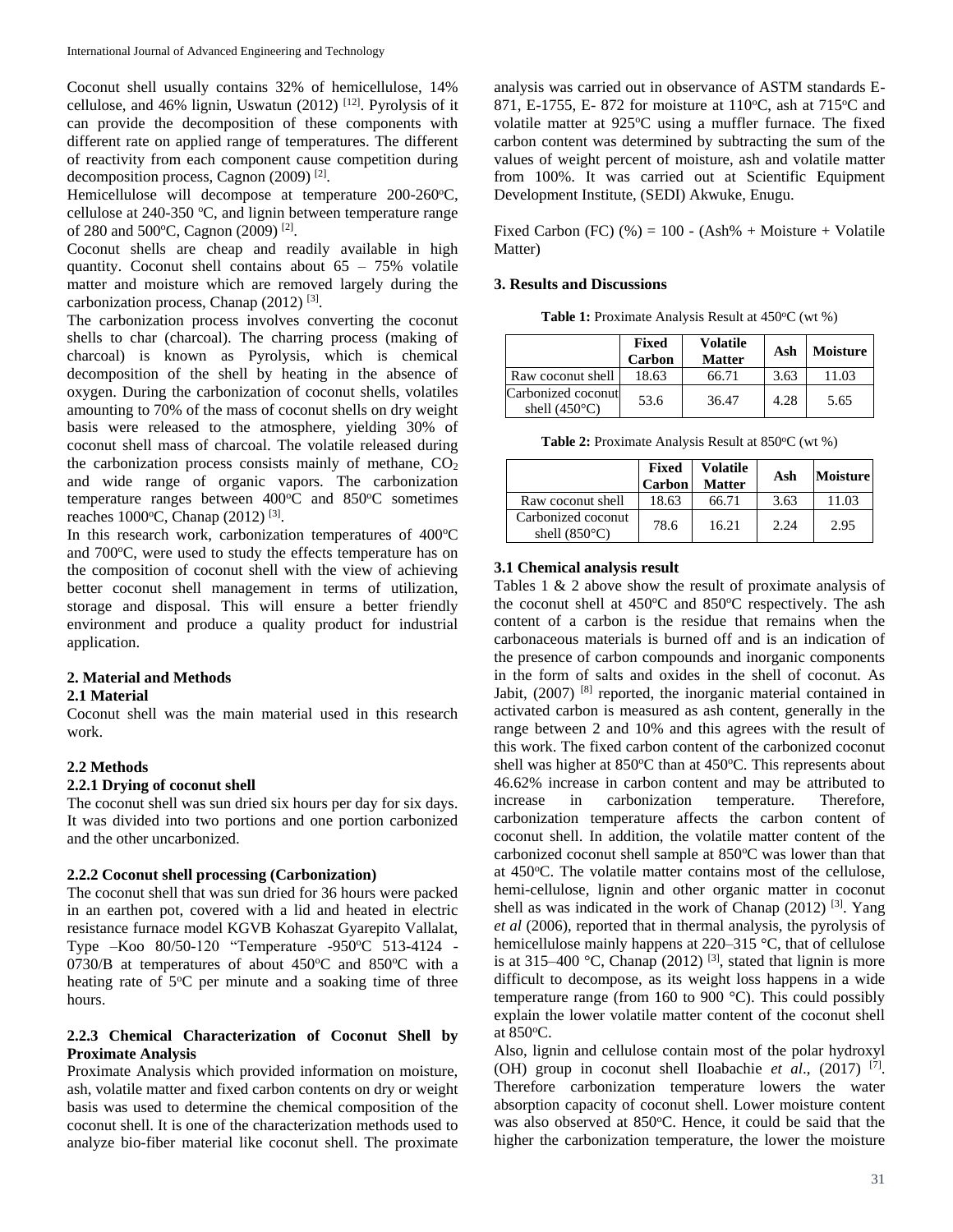Coconut shell usually contains 32% of hemicellulose, 14% cellulose, and 46% lignin, Uswatun (2012) [12]. Pyrolysis of it can provide the decomposition of these components with different rate on applied range of temperatures. The different of reactivity from each component cause competition during decomposition process, Cagnon (2009) [2].

Hemicellulose will decompose at temperature 200-260°C, cellulose at 240-350 °C, and lignin between temperature range of 280 and 500°C, Cagnon (2009) [2].

Coconut shells are cheap and readily available in high quantity. Coconut shell contains about 65 – 75% volatile matter and moisture which are removed largely during the carbonization process, Chanap (2012) [3].

The carbonization process involves converting the coconut shells to char (charcoal). The charring process (making of charcoal) is known as Pyrolysis, which is chemical decomposition of the shell by heating in the absence of oxygen. During the carbonization of coconut shells, volatiles amounting to 70% of the mass of coconut shells on dry weight basis were released to the atmosphere, yielding 30% of coconut shell mass of charcoal. The volatile released during the carbonization process consists mainly of methane, $CO_2$ and wide range of organic vapors. The carbonization temperature ranges between 400°C and 850°C sometimes reaches 1000°C, Chanap (2012) [3].

In this research work, carbonization temperatures of 400°C and 700°C, were used to study the effects temperature has on the composition of coconut shell with the view of achieving better coconut shell management in terms of utilization, storage and disposal. This will ensure a better friendly environment and produce a quality product for industrial application.

## 2. Material and Methods

### 2.1 Material

Coconut shell was the main material used in this research work.

### 2.2 Methods

#### 2.2.1 Drying of coconut shell

The coconut shell was sun dried six hours per day for six days. It was divided into two portions and one portion carbonized and the other uncarbonized.

#### 2.2.2 Coconut shell processing (Carbonization)

The coconut shell that was sun dried for 36 hours were packed in an earthen pot, covered with a lid and heated in electric resistance furnace model KGVB Kohaszat Gyarepito Vallalat, Type –Koo 80/50-120 "Temperature -950°C 513-4124 - 0730/B at temperatures of about 450°C and 850°C with a heating rate of 5°C per minute and a soaking time of three hours.

#### 2.2.3 Chemical Characterization of Coconut Shell by Proximate Analysis

Proximate Analysis which provided information on moisture, ash, volatile matter and fixed carbon contents on dry or weight basis was used to determine the chemical composition of the coconut shell. It is one of the characterization methods used to analyze bio-fiber material like coconut shell. The proximate analysis was carried out in observance of ASTM standards E-871, E-1755, E- 872 for moisture at 110°C, ash at 715°C and volatile matter at 925°C using a muffler furnace. The fixed carbon content was determined by subtracting the sum of the values of weight percent of moisture, ash and volatile matter from 100%. It was carried out at Scientific Equipment Development Institute, (SEDI) Akwuke, Enugu.

Fixed Carbon (FC) (%) = 100 - (Ash% + Moisture + Volatile Matter)

## 3. Results and Discussions

**Table 1:** Proximate Analysis Result at 450°C (wt %)

| | Fixed Carbon | Volatile Matter | Ash | Moisture |
|---|---|---|---|---|
| Raw coconut shell | 18.63 | 66.71 | 3.63 | 11.03 |
| Carbonized coconut shell (450°C) | 53.6 | 36.47 | 4.28 | 5.65 |

**Table 2:** Proximate Analysis Result at 850°C (wt %)

| | Fixed Carbon | Volatile Matter | Ash | Moisture |
|---|---|---|---|---|
| Raw coconut shell | 18.63 | 66.71 | 3.63 | 11.03 |
| Carbonized coconut shell (850°C) | 78.6 | 16.21 | 2.24 | 2.95 |

### 3.1 Chemical analysis result

Tables 1 & 2 above show the result of proximate analysis of the coconut shell at 450°C and 850°C respectively. The ash content of a carbon is the residue that remains when the carbonaceous materials is burned off and is an indication of the presence of carbon compounds and inorganic components in the form of salts and oxides in the shell of coconut. As Jabit, (2007) [8] reported, the inorganic material contained in activated carbon is measured as ash content, generally in the range between 2 and 10% and this agrees with the result of this work. The fixed carbon content of the carbonized coconut shell was higher at 850°C than at 450°C. This represents about 46.62% increase in carbon content and may be attributed to increase in carbonization temperature. Therefore, carbonization temperature affects the carbon content of coconut shell. In addition, the volatile matter content of the carbonized coconut shell sample at 850°C was lower than that at 450°C. The volatile matter contains most of the cellulose, hemi-cellulose, lignin and other organic matter in coconut shell as was indicated in the work of Chanap (2012) [3]. Yang *et al* (2006), reported that in thermal analysis, the pyrolysis of hemicellulose mainly happens at 220–315 °C, that of cellulose is at 315–400 °C, Chanap (2012) [3], stated that lignin is more difficult to decompose, as its weight loss happens in a wide temperature range (from 160 to 900 °C). This could possibly explain the lower volatile matter content of the coconut shell at 850°C.

Also, lignin and cellulose contain most of the polar hydroxyl (OH) group in coconut shell Iloabachie *et al*., (2017) [7]. Therefore carbonization temperature lowers the water absorption capacity of coconut shell. Lower moisture content was also observed at 850°C. Hence, it could be said that the higher the carbonization temperature, the lower the moisture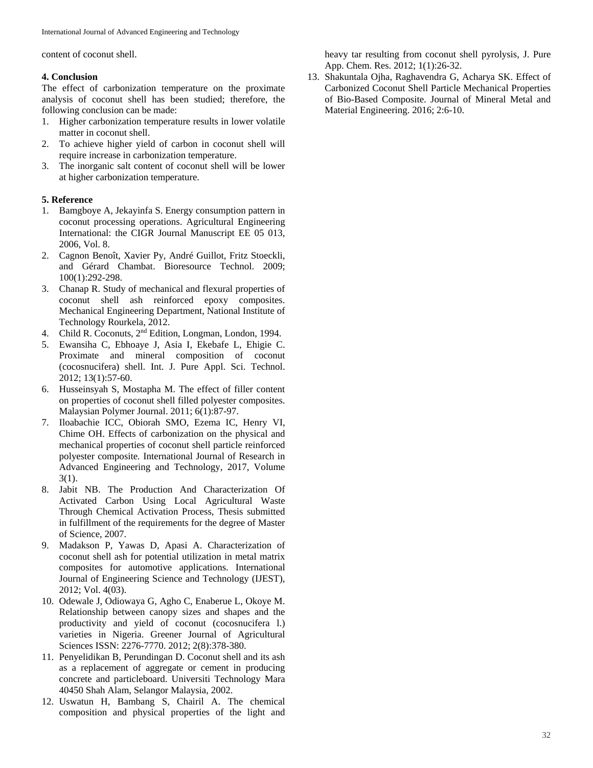content of coconut shell.

## 4. Conclusion

The effect of carbonization temperature on the proximate analysis of coconut shell has been studied; therefore, the following conclusion can be made:

1. Higher carbonization temperature results in lower volatile matter in coconut shell.
2. To achieve higher yield of carbon in coconut shell will require increase in carbonization temperature.
3. The inorganic salt content of coconut shell will be lower at higher carbonization temperature.

## 5. Reference

1. Bamgboye A, Jekayinfa S. Energy consumption pattern in coconut processing operations. Agricultural Engineering International: the CIGR Journal Manuscript EE 05 013, 2006, Vol. 8.
2. Cagnon Benoît, Xavier Py, André Guillot, Fritz Stoeckli, and Gérard Chambat. Bioresource Technol. 2009; 100(1):292-298.
3. Chanap R. Study of mechanical and flexural properties of coconut shell ash reinforced epoxy composites. Mechanical Engineering Department, National Institute of Technology Rourkela, 2012.
4. Child R. Coconuts, 2nd Edition, Longman, London, 1994.
5. Ewansiha C, Ebhoaye J, Asia I, Ekebafe L, Ehigie C. Proximate and mineral composition of coconut (cocosnucifera) shell. Int. J. Pure Appl. Sci. Technol. 2012; 13(1):57-60.
6. Husseinsyah S, Mostapha M. The effect of filler content on properties of coconut shell filled polyester composites. Malaysian Polymer Journal. 2011; 6(1):87-97.
7. Iloabachie ICC, Obiorah SMO, Ezema IC, Henry VI, Chime OH. Effects of carbonization on the physical and mechanical properties of coconut shell particle reinforced polyester composite. International Journal of Research in Advanced Engineering and Technology, 2017, Volume 3(1).
8. Jabit NB. The Production And Characterization Of Activated Carbon Using Local Agricultural Waste Through Chemical Activation Process, Thesis submitted in fulfillment of the requirements for the degree of Master of Science, 2007.
9. Madakson P, Yawas D, Apasi A. Characterization of coconut shell ash for potential utilization in metal matrix composites for automotive applications. International Journal of Engineering Science and Technology (IJEST), 2012; Vol. 4(03).
10. Odewale J, Odiowaya G, Agho C, Enaberue L, Okoye M. Relationship between canopy sizes and shapes and the productivity and yield of coconut (cocosnucifera l.) varieties in Nigeria. Greener Journal of Agricultural Sciences ISSN: 2276-7770. 2012; 2(8):378-380.
11. Penyelidikan B, Perundingan D. Coconut shell and its ash as a replacement of aggregate or cement in producing concrete and particleboard. Universiti Technology Mara 40450 Shah Alam, Selangor Malaysia, 2002.
12. Uswatun H, Bambang S, Chairil A. The chemical composition and physical properties of the light and heavy tar resulting from coconut shell pyrolysis, J. Pure App. Chem. Res. 2012; 1(1):26-32.
13. Shakuntala Ojha, Raghavendra G, Acharya SK. Effect of Carbonized Coconut Shell Particle Mechanical Properties of Bio-Based Composite. Journal of Mineral Metal and Material Engineering. 2016; 2:6-10.